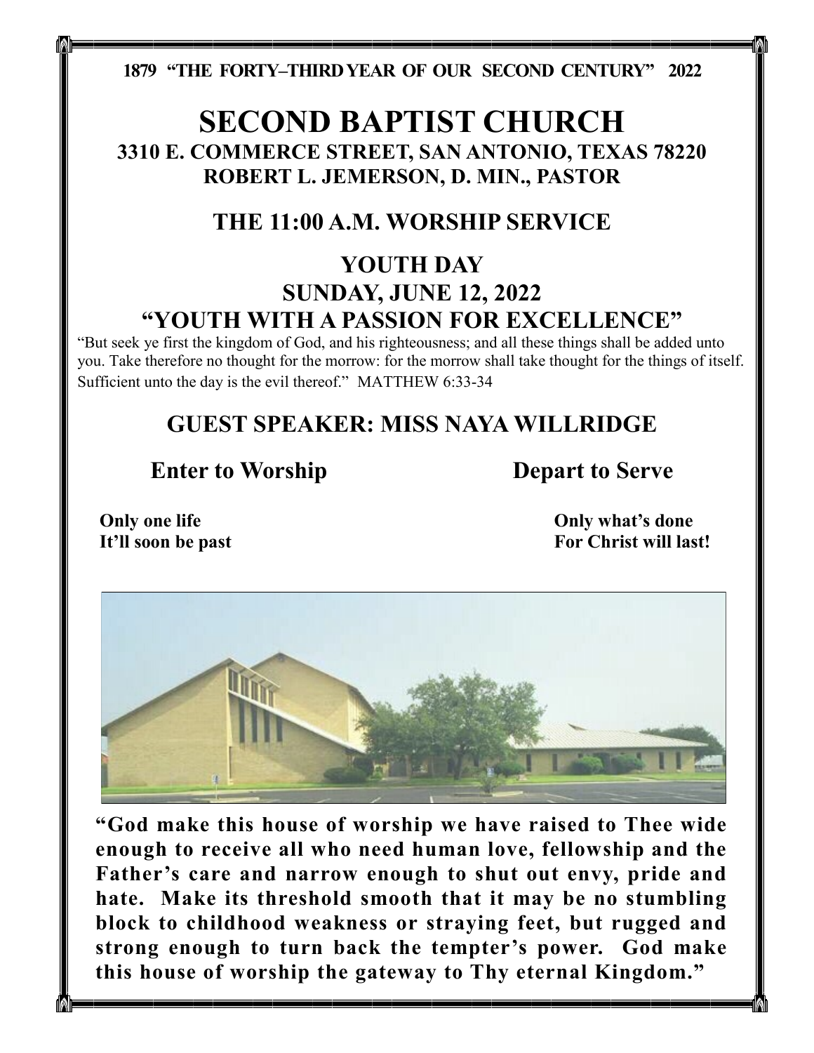**1879 "THE FORTY–THIRD YEAR OF OUR SECOND CENTURY" 2022**

# SECOND BAPTIST CHURCH

## 3310 E. COMMERCE STREET, SAN ANTONIO, TEXAS 78220
## ROBERT L. JEMERSON, D. MIN., PASTOR

## THE 11:00 A.M. WORSHIP SERVICE

## YOUTH DAY
## SUNDAY, JUNE 12, 2022
## "YOUTH WITH A PASSION FOR EXCELLENCE"

"But seek ye first the kingdom of God, and his righteousness; and all these things shall be added unto you. Take therefore no thought for the morrow: for the morrow shall take thought for the things of itself. Sufficient unto the day is the evil thereof." MATTHEW 6:33-34

## GUEST SPEAKER: MISS NAYA WILLRIDGE

**Enter to Worship** **Depart to Serve**

**Only one life**
**It'll soon be past**
**Only what's done**
**For Christ will last!**

**"God make this house of worship we have raised to Thee wide enough to receive all who need human love, fellowship and the Father's care and narrow enough to shut out envy, pride and hate. Make its threshold smooth that it may be no stumbling block to childhood weakness or straying feet, but rugged and strong enough to turn back the tempter's power. God make this house of worship the gateway to Thy eternal Kingdom."**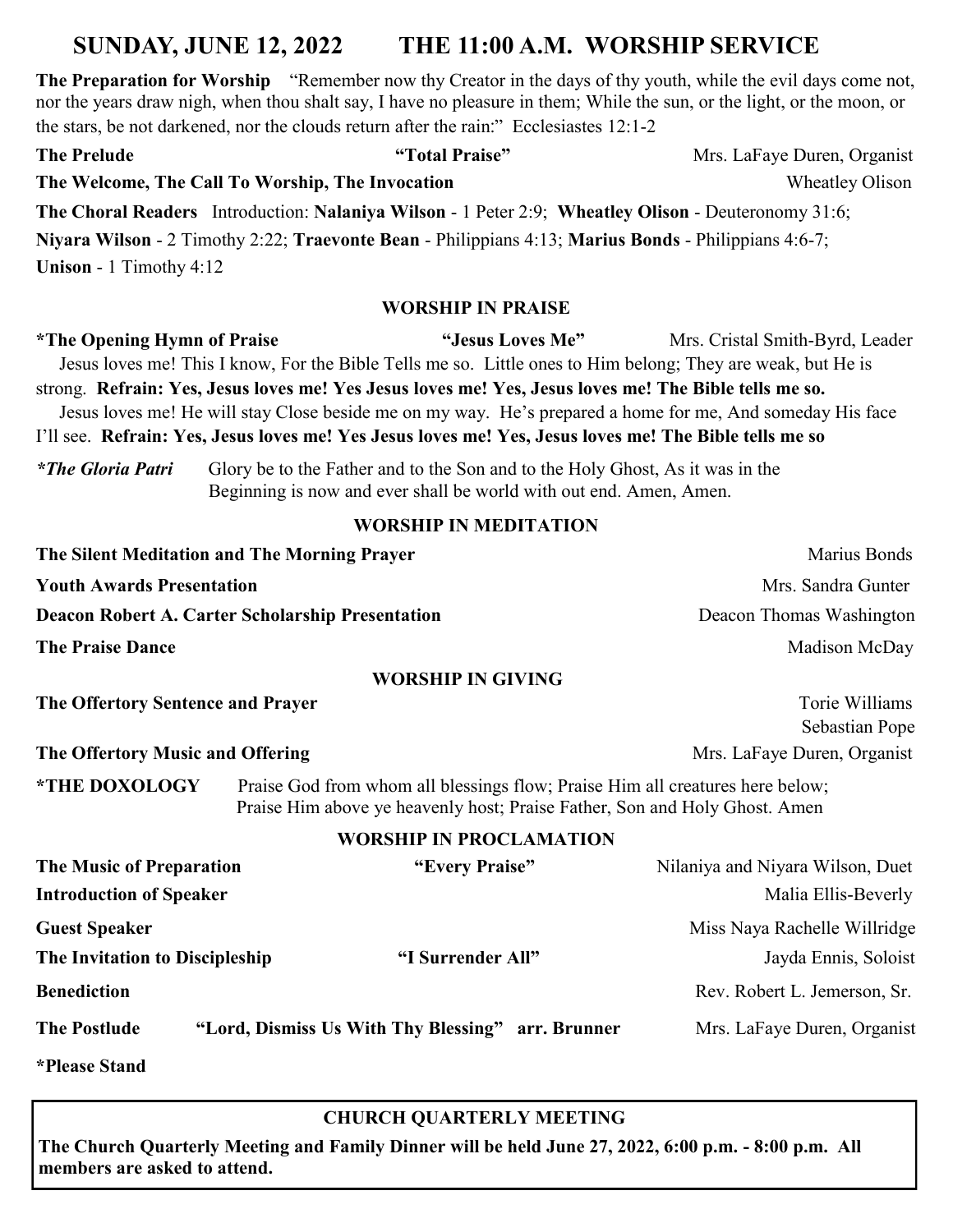# SUNDAY, JUNE 12, 2022 THE 11:00 A.M. WORSHIP SERVICE

**The Preparation for Worship** "Remember now thy Creator in the days of thy youth, while the evil days come not, nor the years draw nigh, when thou shalt say, I have no pleasure in them; While the sun, or the light, or the moon, or the stars, be not darkened, nor the clouds return after the rain:" Ecclesiastes 12:1-2

**The Prelude** **"Total Praise"** Mrs. LaFaye Duren, Organist

**The Welcome, The Call To Worship, The Invocation** Wheatley Olison

**The Choral Readers** Introduction: **Nalaniya Wilson** - 1 Peter 2:9; **Wheatley Olison** - Deuteronomy 31:6; **Niyara Wilson** - 2 Timothy 2:22; **Traevonte Bean** - Philippians 4:13; **Marius Bonds** - Philippians 4:6-7; **Unison** - 1 Timothy 4:12

## WORSHIP IN PRAISE

**\*The Opening Hymn of Praise** **"Jesus Loves Me"** Mrs. Cristal Smith-Byrd, Leader

Jesus loves me! This I know, For the Bible Tells me so. Little ones to Him belong; They are weak, but He is strong. **Refrain: Yes, Jesus loves me! Yes Jesus loves me! Yes, Jesus loves me! The Bible tells me so.**

Jesus loves me! He will stay Close beside me on my way. He's prepared a home for me, And someday His face I'll see. **Refrain: Yes, Jesus loves me! Yes Jesus loves me! Yes, Jesus loves me! The Bible tells me so**

***\*The Gloria Patri*** Glory be to the Father and to the Son and to the Holy Ghost, As it was in the Beginning is now and ever shall be world with out end. Amen, Amen.

## WORSHIP IN MEDITATION

**The Silent Meditation and The Morning Prayer** Marius Bonds

**Youth Awards Presentation** Mrs. Sandra Gunter

**Deacon Robert A. Carter Scholarship Presentation** Deacon Thomas Washington

**The Praise Dance** Madison McDay

## WORSHIP IN GIVING

**The Offertory Sentence and Prayer** Torie Williams, Sebastian Pope

**The Offertory Music and Offering** Mrs. LaFaye Duren, Organist

**\*THE DOXOLOGY** Praise God from whom all blessings flow; Praise Him all creatures here below; Praise Him above ye heavenly host; Praise Father, Son and Holy Ghost. Amen

## WORSHIP IN PROCLAMATION

**The Music of Preparation** **"Every Praise"** Nilaniya and Niyara Wilson, Duet

**Introduction of Speaker** Malia Ellis-Beverly

**Guest Speaker** Miss Naya Rachelle Willridge

**The Invitation to Discipleship** **"I Surrender All"** Jayda Ennis, Soloist

**Benediction** Rev. Robert L. Jemerson, Sr.

**The Postlude** **"Lord, Dismiss Us With Thy Blessing" arr. Brunner** Mrs. LaFaye Duren, Organist

**\*Please Stand**

## CHURCH QUARTERLY MEETING

**The Church Quarterly Meeting and Family Dinner will be held June 27, 2022, 6:00 p.m. - 8:00 p.m. All members are asked to attend.**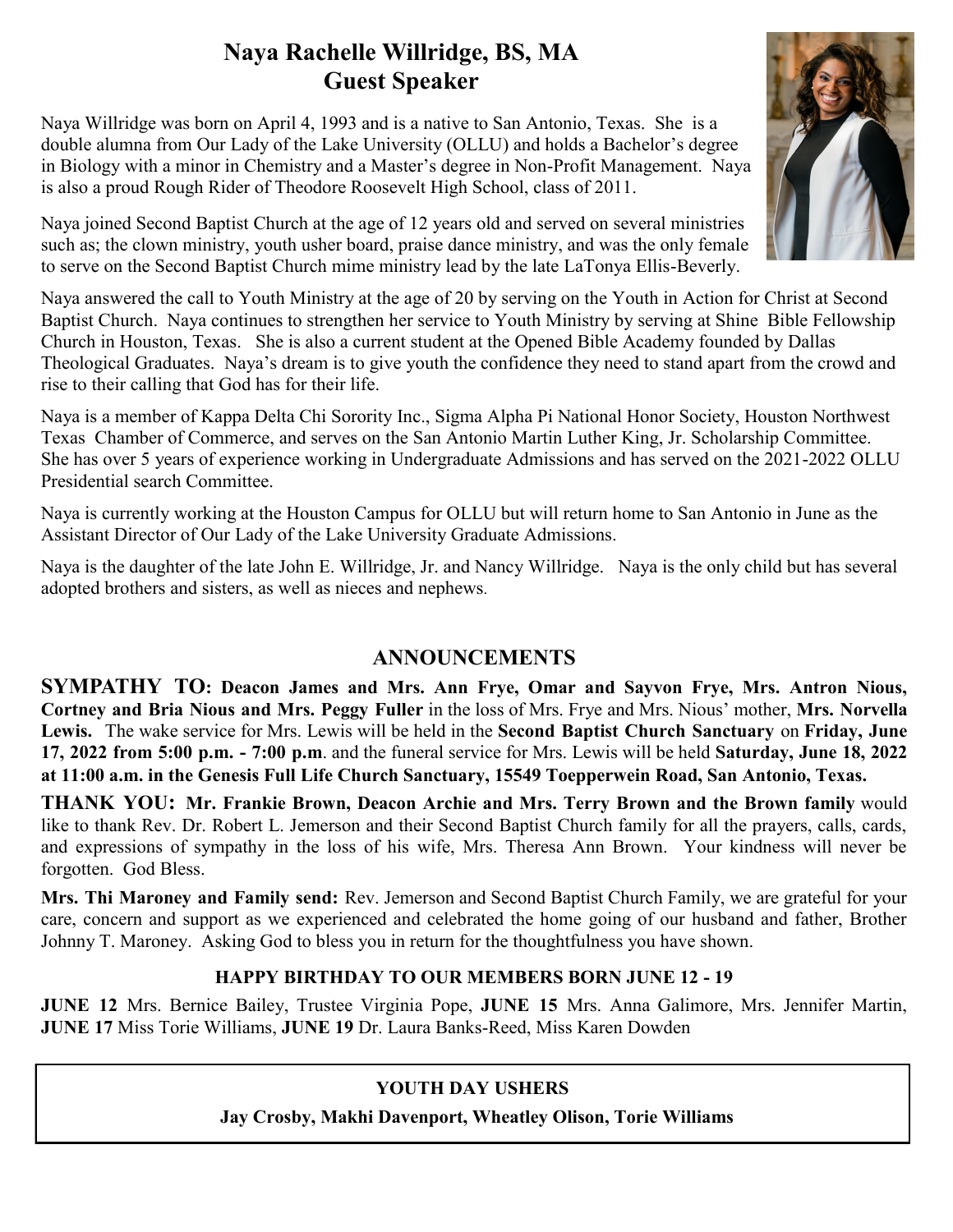# Naya Rachelle Willridge, BS, MA
## Guest Speaker

Naya Willridge was born on April 4, 1993 and is a native to San Antonio, Texas. She is a double alumna from Our Lady of the Lake University (OLLU) and holds a Bachelor's degree in Biology with a minor in Chemistry and a Master's degree in Non-Profit Management. Naya is also a proud Rough Rider of Theodore Roosevelt High School, class of 2011.

Naya joined Second Baptist Church at the age of 12 years old and served on several ministries such as; the clown ministry, youth usher board, praise dance ministry, and was the only female to serve on the Second Baptist Church mime ministry lead by the late LaTonya Ellis-Beverly.

Naya answered the call to Youth Ministry at the age of 20 by serving on the Youth in Action for Christ at Second Baptist Church. Naya continues to strengthen her service to Youth Ministry by serving at Shine Bible Fellowship Church in Houston, Texas. She is also a current student at the Opened Bible Academy founded by Dallas Theological Graduates. Naya's dream is to give youth the confidence they need to stand apart from the crowd and rise to their calling that God has for their life.

Naya is a member of Kappa Delta Chi Sorority Inc., Sigma Alpha Pi National Honor Society, Houston Northwest Texas Chamber of Commerce, and serves on the San Antonio Martin Luther King, Jr. Scholarship Committee. She has over 5 years of experience working in Undergraduate Admissions and has served on the 2021-2022 OLLU Presidential search Committee.

Naya is currently working at the Houston Campus for OLLU but will return home to San Antonio in June as the Assistant Director of Our Lady of the Lake University Graduate Admissions.

Naya is the daughter of the late John E. Willridge, Jr. and Nancy Willridge. Naya is the only child but has several adopted brothers and sisters, as well as nieces and nephews.

## ANNOUNCEMENTS

**SYMPATHY TO: Deacon James and Mrs. Ann Frye, Omar and Sayvon Frye, Mrs. Antron Nious, Cortney and Bria Nious and Mrs. Peggy Fuller** in the loss of Mrs. Frye and Mrs. Nious' mother, **Mrs. Norvella Lewis.** The wake service for Mrs. Lewis will be held in the **Second Baptist Church Sanctuary** on **Friday, June 17, 2022 from 5:00 p.m. - 7:00 p.m**. and the funeral service for Mrs. Lewis will be held **Saturday, June 18, 2022 at 11:00 a.m. in the Genesis Full Life Church Sanctuary, 15549 Toepperwein Road, San Antonio, Texas.**

**THANK YOU: Mr. Frankie Brown, Deacon Archie and Mrs. Terry Brown and the Brown family** would like to thank Rev. Dr. Robert L. Jemerson and their Second Baptist Church family for all the prayers, calls, cards, and expressions of sympathy in the loss of his wife, Mrs. Theresa Ann Brown. Your kindness will never be forgotten. God Bless.

**Mrs. Thi Maroney and Family send:** Rev. Jemerson and Second Baptist Church Family, we are grateful for your care, concern and support as we experienced and celebrated the home going of our husband and father, Brother Johnny T. Maroney. Asking God to bless you in return for the thoughtfulness you have shown.

**HAPPY BIRTHDAY TO OUR MEMBERS BORN JUNE 12 - 19**

**JUNE 12** Mrs. Bernice Bailey, Trustee Virginia Pope, **JUNE 15** Mrs. Anna Galimore, Mrs. Jennifer Martin, **JUNE 17** Miss Torie Williams, **JUNE 19** Dr. Laura Banks-Reed, Miss Karen Dowden

**YOUTH DAY USHERS**

**Jay Crosby, Makhi Davenport, Wheatley Olison, Torie Williams**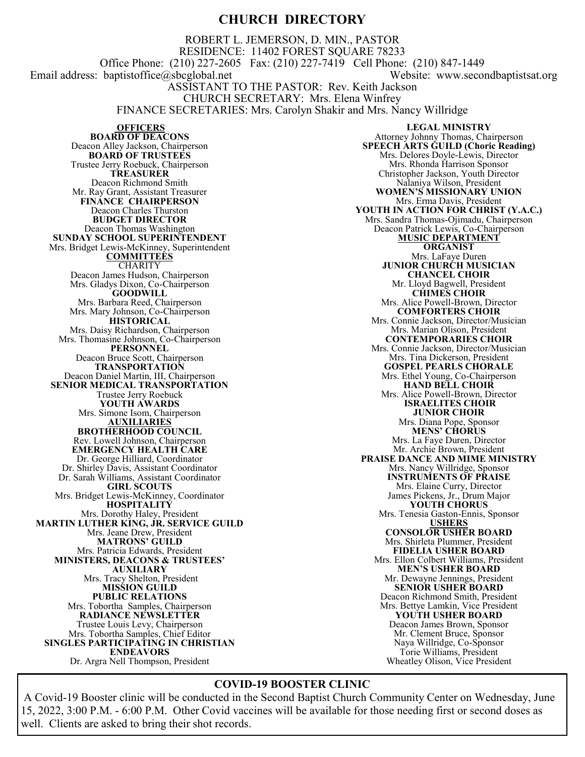# CHURCH DIRECTORY

ROBERT L. JEMERSON, D. MIN., PASTOR
RESIDENCE: 11402 FOREST SQUARE 78233
Office Phone: (210) 227-2605 Fax: (210) 227-7419 Cell Phone: (210) 847-1449
Email address: baptistoffice@sbcglobal.net Website: www.secondbaptistsat.org
ASSISTANT TO THE PASTOR: Rev. Keith Jackson
CHURCH SECRETARY: Mrs. Elena Winfrey
FINANCE SECRETARIES: Mrs. Carolyn Shakir and Mrs. Nancy Willridge

## OFFICERS

**BOARD OF DEACONS**
Deacon Alley Jackson, Chairperson

**BOARD OF TRUSTEES**
Trustee Jerry Roebuck, Chairperson

**TREASURER**
Deacon Richmond Smith
Mr. Ray Grant, Assistant Treasurer

**FINANCE CHAIRPERSON**
Deacon Charles Thurston

**BUDGET DIRECTOR**
Deacon Thomas Washington

**SUNDAY SCHOOL SUPERINTENDENT**
Mrs. Bridget Lewis-McKinney, Superintendent

## COMMITTEES

CHARITY
Deacon James Hudson, Chairperson
Mrs. Gladys Dixon, Co-Chairperson

**GOODWILL**
Mrs. Barbara Reed, Chairperson
Mrs. Mary Johnson, Co-Chairperson

**HISTORICAL**
Mrs. Daisy Richardson, Chairperson
Mrs. Thomasine Johnson, Co-Chairperson

**PERSONNEL**
Deacon Bruce Scott, Chairperson

**TRANSPORTATION**
Deacon Daniel Martin, III, Chairperson

**SENIOR MEDICAL TRANSPORTATION**
Trustee Jerry Roebuck

**YOUTH AWARDS**
Mrs. Simone Isom, Chairperson

## AUXILIARIES

**BROTHERHOOD COUNCIL**
Rev. Lowell Johnson, Chairperson

**EMERGENCY HEALTH CARE**
Dr. George Hilliard, Coordinator
Dr. Shirley Davis, Assistant Coordinator
Dr. Sarah Williams, Assistant Coordinator

**GIRL SCOUTS**
Mrs. Bridget Lewis-McKinney, Coordinator

**HOSPITALITY**
Mrs. Dorothy Haley, President

**MARTIN LUTHER KING, JR. SERVICE GUILD**
Mrs. Jeane Drew, President

**MATRONS' GUILD**
Mrs. Patricia Edwards, President

**MINISTERS, DEACONS & TRUSTEES' AUXILIARY**
Mrs. Tracy Shelton, President

**MISSION GUILD**

**PUBLIC RELATIONS**
Mrs. Tobortha Samples, Chairperson

**RADIANCE NEWSLETTER**
Trustee Louis Levy, Chairperson
Mrs. Tobortha Samples, Chief Editor

**SINGLES PARTICIPATING IN CHRISTIAN ENDEAVORS**
Dr. Argra Nell Thompson, President

**LEGAL MINISTRY**
Attorney Johnny Thomas, Chairperson

**SPEECH ARTS GUILD (Choric Reading)**
Mrs. Delores Doyle-Lewis, Director
Mrs. Rhonda Harrison Sponsor
Christopher Jackson, Youth Director
Nalaniya Wilson, President

**WOMEN'S MISSIONARY UNION**
Mrs. Erma Davis, President

**YOUTH IN ACTION FOR CHRIST (Y.A.C.)**
Mrs. Sandra Thomas-Ojimadu, Chairperson
Deacon Patrick Lewis, Co-Chairperson

## MUSIC DEPARTMENT

**ORGANIST**
Mrs. LaFaye Duren

**JUNIOR CHURCH MUSICIAN**

**CHANCEL CHOIR**
Mr. Lloyd Bagwell, President

**CHIMES CHOIR**
Mrs. Alice Powell-Brown, Director

**COMFORTERS CHOIR**
Mrs. Connie Jackson, Director/Musician
Mrs. Marian Olison, President

**CONTEMPORARIES CHOIR**
Mrs. Connie Jackson, Director/Musician
Mrs. Tina Dickerson, President

**GOSPEL PEARLS CHORALE**
Mrs. Ethel Young, Co-Chairperson

**HAND BELL CHOIR**
Mrs. Alice Powell-Brown, Director

**ISRAELITES CHOIR**

**JUNIOR CHOIR**
Mrs. Diana Pope, Sponsor

**MENS' CHORUS**
Mrs. La Faye Duren, Director
Mr. Archie Brown, President

**PRAISE DANCE AND MIME MINISTRY**
Mrs. Nancy Willridge, Sponsor

**INSTRUMENTS OF PRAISE**
Mrs. Elaine Curry, Director
James Pickens, Jr., Drum Major

**YOUTH CHORUS**
Mrs. Tenesia Gaston-Ennis, Sponsor

## USHERS

**CONSOLOR USHER BOARD**
Mrs. Shirleta Plummer, President

**FIDELIA USHER BOARD**
Mrs. Ellon Colbert Williams, President

**MEN'S USHER BOARD**
Mr. Dewayne Jennings, President

**SENIOR USHER BOARD**
Deacon Richmond Smith, President
Mrs. Bettye Lamkin, Vice President

**YOUTH USHER BOARD**
Deacon James Brown, Sponsor
Mr. Clement Bruce, Sponsor
Naya Willridge, Co-Sponsor
Torie Williams, President
Wheatley Olison, Vice President

## COVID-19 BOOSTER CLINIC

A Covid-19 Booster clinic will be conducted in the Second Baptist Church Community Center on Wednesday, June 15, 2022, 3:00 P.M. - 6:00 P.M. Other Covid vaccines will be available for those needing first or second doses as well. Clients are asked to bring their shot records.